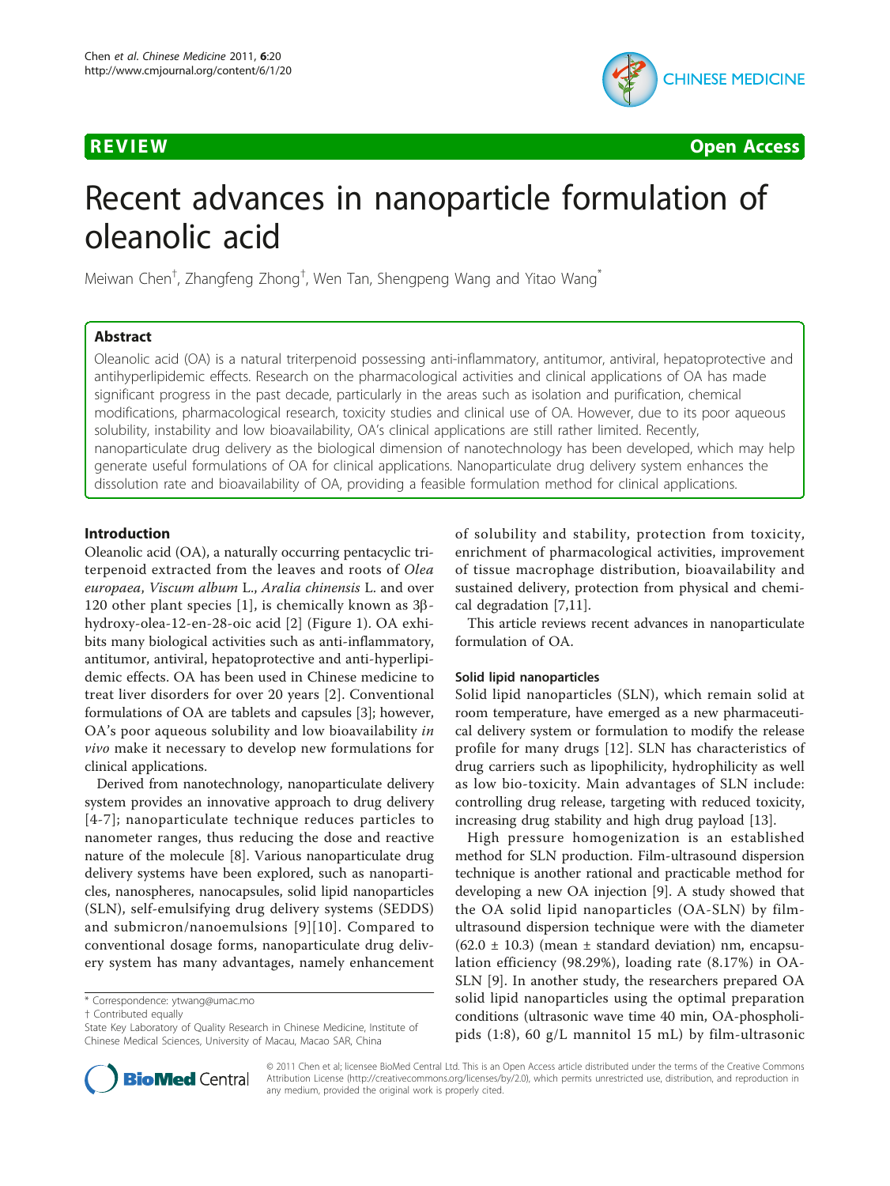**REVIEW** **Open Access**

# Recent advances in nanoparticle formulation of oleanolic acid

Meiwan Chen[†], Zhangfeng Zhong[†], Wen Tan, Shengpeng Wang and Yitao Wang[*]

## Abstract

Oleanolic acid (OA) is a natural triterpenoid possessing anti-inflammatory, antitumor, antiviral, hepatoprotective and antihyperlipidemic effects. Research on the pharmacological activities and clinical applications of OA has made significant progress in the past decade, particularly in the areas such as isolation and purification, chemical modifications, pharmacological research, toxicity studies and clinical use of OA. However, due to its poor aqueous solubility, instability and low bioavailability, OA's clinical applications are still rather limited. Recently, nanoparticulate drug delivery as the biological dimension of nanotechnology has been developed, which may help generate useful formulations of OA for clinical applications. Nanoparticulate drug delivery system enhances the dissolution rate and bioavailability of OA, providing a feasible formulation method for clinical applications.

## Introduction

Oleanolic acid (OA), a naturally occurring pentacyclic triterpenoid extracted from the leaves and roots of *Olea europaea*, *Viscum album* L., *Aralia chinensis* L. and over 120 other plant species [1], is chemically known as 3β-hydroxy-olea-12-en-28-oic acid [2] (Figure 1). OA exhibits many biological activities such as anti-inflammatory, antitumor, antiviral, hepatoprotective and anti-hyperlipidemic effects. OA has been used in Chinese medicine to treat liver disorders for over 20 years [2]. Conventional formulations of OA are tablets and capsules [3]; however, OA's poor aqueous solubility and low bioavailability *in vivo* make it necessary to develop new formulations for clinical applications.

Derived from nanotechnology, nanoparticulate delivery system provides an innovative approach to drug delivery [4-7]; nanoparticulate technique reduces particles to nanometer ranges, thus reducing the dose and reactive nature of the molecule [8]. Various nanoparticulate drug delivery systems have been explored, such as nanoparticles, nanospheres, nanocapsules, solid lipid nanoparticles (SLN), self-emulsifying drug delivery systems (SEDDS) and submicron/nanoemulsions [9][10]. Compared to conventional dosage forms, nanoparticulate drug delivery system has many advantages, namely enhancement of solubility and stability, protection from toxicity, enrichment of pharmacological activities, improvement of tissue macrophage distribution, bioavailability and sustained delivery, protection from physical and chemical degradation [7,11].

This article reviews recent advances in nanoparticulate formulation of OA.

### Solid lipid nanoparticles

Solid lipid nanoparticles (SLN), which remain solid at room temperature, have emerged as a new pharmaceutical delivery system or formulation to modify the release profile for many drugs [12]. SLN has characteristics of drug carriers such as lipophilicity, hydrophilicity as well as low bio-toxicity. Main advantages of SLN include: controlling drug release, targeting with reduced toxicity, increasing drug stability and high drug payload [13].

High pressure homogenization is an established method for SLN production. Film-ultrasound dispersion technique is another rational and practicable method for developing a new OA injection [9]. A study showed that the OA solid lipid nanoparticles (OA-SLN) by film-ultrasound dispersion technique were with the diameter (62.0 ± 10.3) (mean ± standard deviation) nm, encapsulation efficiency (98.29%), loading rate (8.17%) in OA-SLN [9]. In another study, the researchers prepared OA solid lipid nanoparticles using the optimal preparation conditions (ultrasonic wave time 40 min, OA-phospholipids (1:8), 60 g/L mannitol 15 mL) by film-ultrasonic

\* Correspondence: ytwang@umac.mo
† Contributed equally
State Key Laboratory of Quality Research in Chinese Medicine, Institute of Chinese Medical Sciences, University of Macau, Macao SAR, China

© 2011 Chen et al; licensee BioMed Central Ltd. This is an Open Access article distributed under the terms of the Creative Commons Attribution License (http://creativecommons.org/licenses/by/2.0), which permits unrestricted use, distribution, and reproduction in any medium, provided the original work is properly cited.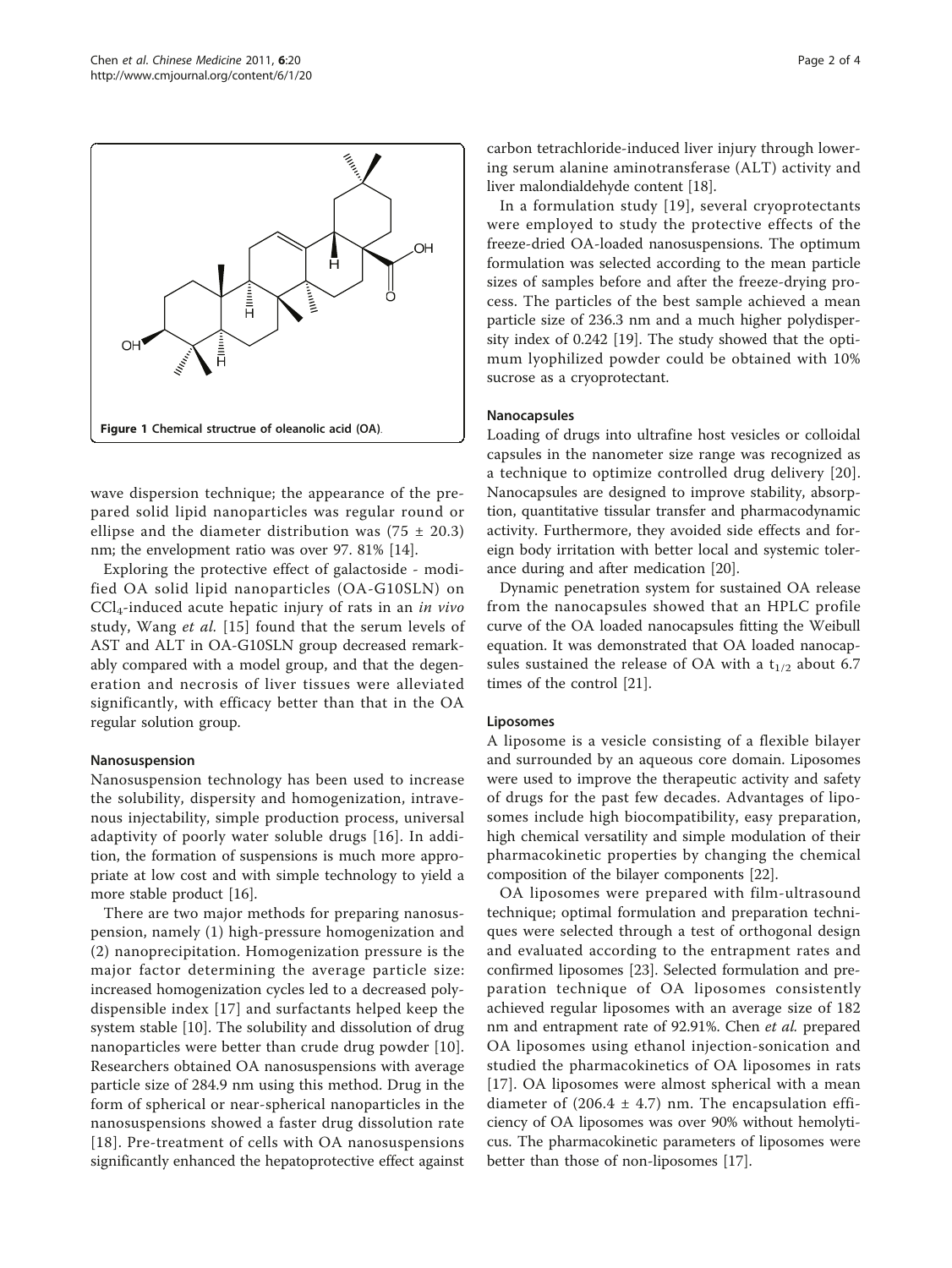Figure 1 Chemical structrue of oleanolic acid (OA).

wave dispersion technique; the appearance of the prepared solid lipid nanoparticles was regular round or ellipse and the diameter distribution was (75 ± 20.3) nm; the envelopment ratio was over 97. 81% [14].

Exploring the protective effect of galactoside - modified OA solid lipid nanoparticles (OA-G10SLN) on $CCl_4$-induced acute hepatic injury of rats in an *in vivo* study, Wang *et al.* [15] found that the serum levels of AST and ALT in OA-G10SLN group decreased remarkably compared with a model group, and that the degeneration and necrosis of liver tissues were alleviated significantly, with efficacy better than that in the OA regular solution group.

#### Nanosuspension

Nanosuspension technology has been used to increase the solubility, dispersity and homogenization, intravenous injectability, simple production process, universal adaptivity of poorly water soluble drugs [16]. In addition, the formation of suspensions is much more appropriate at low cost and with simple technology to yield a more stable product [16].

There are two major methods for preparing nanosuspension, namely (1) high-pressure homogenization and (2) nanoprecipitation. Homogenization pressure is the major factor determining the average particle size: increased homogenization cycles led to a decreased polydispensible index [17] and surfactants helped keep the system stable [10]. The solubility and dissolution of drug nanoparticles were better than crude drug powder [10]. Researchers obtained OA nanosuspensions with average particle size of 284.9 nm using this method. Drug in the form of spherical or near-spherical nanoparticles in the nanosuspensions showed a faster drug dissolution rate [18]. Pre-treatment of cells with OA nanosuspensions significantly enhanced the hepatoprotective effect against carbon tetrachloride-induced liver injury through lowering serum alanine aminotransferase (ALT) activity and liver malondialdehyde content [18].

In a formulation study [19], several cryoprotectants were employed to study the protective effects of the freeze-dried OA-loaded nanosuspensions. The optimum formulation was selected according to the mean particle sizes of samples before and after the freeze-drying process. The particles of the best sample achieved a mean particle size of 236.3 nm and a much higher polydispersity index of 0.242 [19]. The study showed that the optimum lyophilized powder could be obtained with 10% sucrose as a cryoprotectant.

#### Nanocapsules

Loading of drugs into ultrafine host vesicles or colloidal capsules in the nanometer size range was recognized as a technique to optimize controlled drug delivery [20]. Nanocapsules are designed to improve stability, absorption, quantitative tissular transfer and pharmacodynamic activity. Furthermore, they avoided side effects and foreign body irritation with better local and systemic tolerance during and after medication [20].

Dynamic penetration system for sustained OA release from the nanocapsules showed that an HPLC profile curve of the OA loaded nanocapsules fitting the Weibull equation. It was demonstrated that OA loaded nanocapsules sustained the release of OA with a $t_{1/2}$ about 6.7 times of the control [21].

#### Liposomes

A liposome is a vesicle consisting of a flexible bilayer and surrounded by an aqueous core domain. Liposomes were used to improve the therapeutic activity and safety of drugs for the past few decades. Advantages of liposomes include high biocompatibility, easy preparation, high chemical versatility and simple modulation of their pharmacokinetic properties by changing the chemical composition of the bilayer components [22].

OA liposomes were prepared with film-ultrasound technique; optimal formulation and preparation techniques were selected through a test of orthogonal design and evaluated according to the entrapment rates and confirmed liposomes [23]. Selected formulation and preparation technique of OA liposomes consistently achieved regular liposomes with an average size of 182 nm and entrapment rate of 92.91%. Chen *et al.* prepared OA liposomes using ethanol injection-sonication and studied the pharmacokinetics of OA liposomes in rats [17]. OA liposomes were almost spherical with a mean diameter of (206.4 ± 4.7) nm. The encapsulation efficiency of OA liposomes was over 90% without hemolyticus. The pharmacokinetic parameters of liposomes were better than those of non-liposomes [17].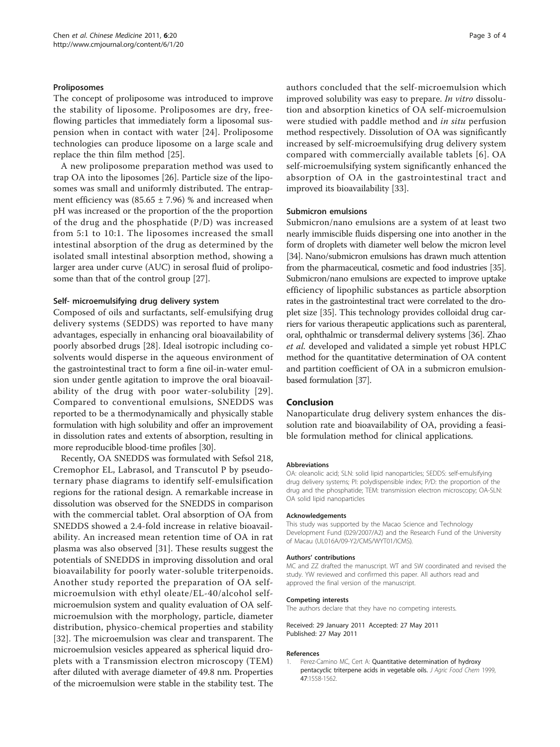### Proliposomes

The concept of proliposome was introduced to improve the stability of liposome. Proliposomes are dry, free-flowing particles that immediately form a liposomal suspension when in contact with water [24]. Proliposome technologies can produce liposome on a large scale and replace the thin film method [25].

A new proliposome preparation method was used to trap OA into the liposomes [26]. Particle size of the liposomes was small and uniformly distributed. The entrapment efficiency was (85.65 ± 7.96) % and increased when pH was increased or the proportion of the the proportion of the drug and the phosphatide (P/D) was increased from 5:1 to 10:1. The liposomes increased the small intestinal absorption of the drug as determined by the isolated small intestinal absorption method, showing a larger area under curve (AUC) in serosal fluid of proliposome than that of the control group [27].

### Self- microemulsifying drug delivery system

Composed of oils and surfactants, self-emulsifying drug delivery systems (SEDDS) was reported to have many advantages, especially in enhancing oral bioavailability of poorly absorbed drugs [28]. Ideal isotropic including co-solvents would disperse in the aqueous environment of the gastrointestinal tract to form a fine oil-in-water emulsion under gentle agitation to improve the oral bioavailability of the drug with poor water-solubility [29]. Compared to conventional emulsions, SNEDDS was reported to be a thermodynamically and physically stable formulation with high solubility and offer an improvement in dissolution rates and extents of absorption, resulting in more reproducible blood-time profiles [30].

Recently, OA SNEDDS was formulated with Sefsol 218, Cremophor EL, Labrasol, and Transcutol P by pseudo-ternary phase diagrams to identify self-emulsification regions for the rational design. A remarkable increase in dissolution was observed for the SNEDDS in comparison with the commercial tablet. Oral absorption of OA from SNEDDS showed a 2.4-fold increase in relative bioavailability. An increased mean retention time of OA in rat plasma was also observed [31]. These results suggest the potentials of SNEDDS in improving dissolution and oral bioavailability for poorly water-soluble triterpenoids. Another study reported the preparation of OA self-microemulsion with ethyl oleate/EL-40/alcohol self-microemulsion system and quality evaluation of OA self-microemulsion with the morphology, particle, diameter distribution, physico-chemical properties and stability [32]. The microemulsion was clear and transparent. The microemulsion vesicles appeared as spherical liquid droplets with a Transmission electron microscopy (TEM) after diluted with average diameter of 49.8 nm. Properties of the microemulsion were stable in the stability test. The authors concluded that the self-microemulsion which improved solubility was easy to prepare. *In vitro* dissolution and absorption kinetics of OA self-microemulsion were studied with paddle method and *in situ* perfusion method respectively. Dissolution of OA was significantly increased by self-microemulsifying drug delivery system compared with commercially available tablets [6]. OA self-microemulsifying system significantly enhanced the absorption of OA in the gastrointestinal tract and improved its bioavailability [33].

### Submicron emulsions

Submicron/nano emulsions are a system of at least two nearly immiscible fluids dispersing one into another in the form of droplets with diameter well below the micron level [34]. Nano/submicron emulsions has drawn much attention from the pharmaceutical, cosmetic and food industries [35]. Submicron/nano emulsions are expected to improve uptake efficiency of lipophilic substances as particle absorption rates in the gastrointestinal tract were correlated to the droplet size [35]. This technology provides colloidal drug carriers for various therapeutic applications such as parenteral, oral, ophthalmic or transdermal delivery systems [36]. Zhao *et al.* developed and validated a simple yet robust HPLC method for the quantitative determination of OA content and partition coefficient of OA in a submicron emulsion-based formulation [37].

## Conclusion

Nanoparticulate drug delivery system enhances the dissolution rate and bioavailability of OA, providing a feasible formulation method for clinical applications.

#### Abbreviations

OA: oleanolic acid; SLN: solid lipid nanoparticles; SEDDS: self-emulsifying drug delivery systems; PI: polydispensible index; P/D: the proportion of the drug and the phosphatide; TEM: transmission electron microscopy; OA-SLN: OA solid lipid nanoparticles

#### Acknowledgements

This study was supported by the Macao Science and Technology Development Fund (029/2007/A2) and the Research Fund of the University of Macau (UL016A/09-Y2/CMS/WYT01/ICMS).

#### Authors' contributions

MC and ZZ drafted the manuscript. WT and SW coordinated and revised the study. YW reviewed and confirmed this paper. All authors read and approved the final version of the manuscript.

#### Competing interests

The authors declare that they have no competing interests.

Received: 29 January 2011 Accepted: 27 May 2011
Published: 27 May 2011

#### References

1. Perez-Camino MC, Cert A: **Quantitative determination of hydroxy pentacyclic triterpene acids in vegetable oils.** *J Agric Food Chem* 1999, **47**:1558-1562.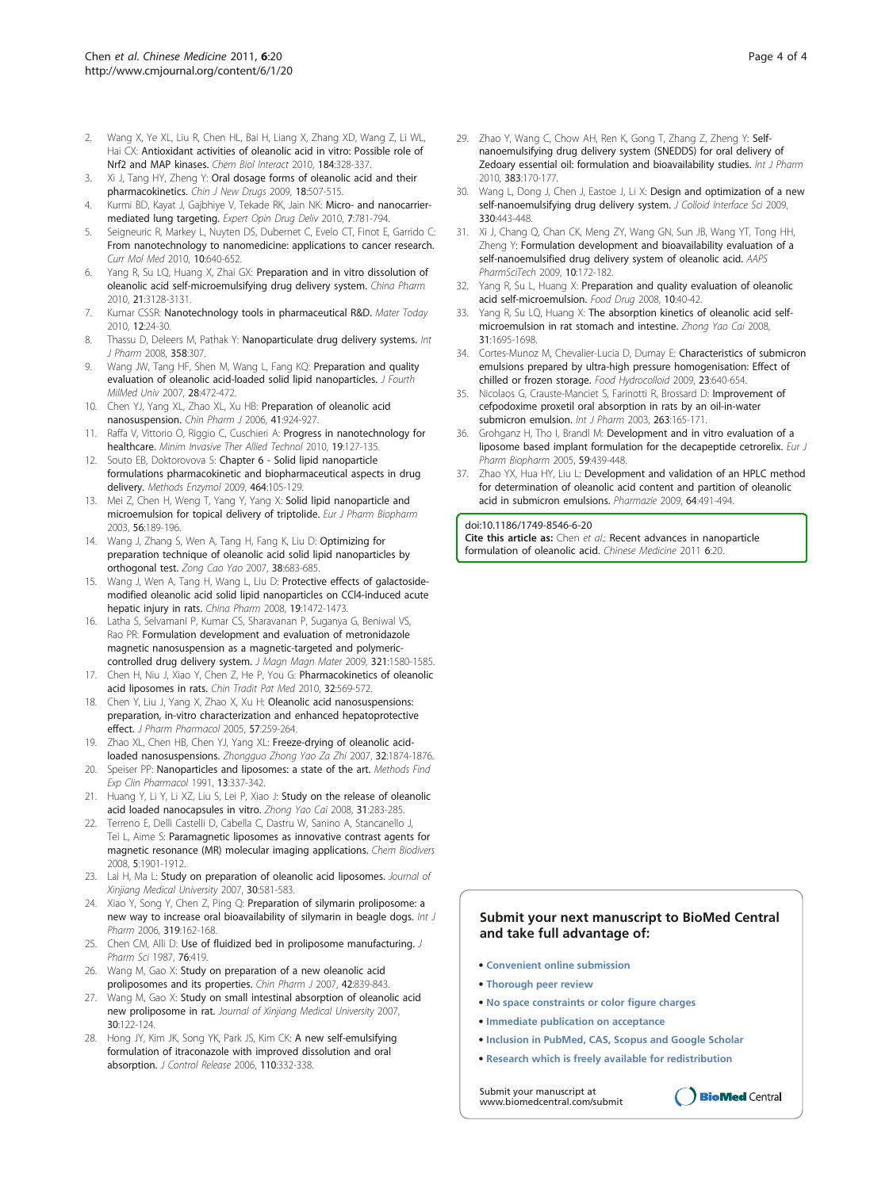2. Wang X, Ye XL, Liu R, Chen HL, Bai H, Liang X, Zhang XD, Wang Z, Li WL, Hai CX: Antioxidant activities of oleanolic acid in vitro: Possible role of Nrf2 and MAP kinases. *Chem Biol Interact* 2010, **184**:328-337.
3. Xi J, Tang HY, Zheng Y: Oral dosage forms of oleanolic acid and their pharmacokinetics. *Chin J New Drugs* 2009, **18**:507-515.
4. Kurmi BD, Kayat J, Gajbhiye V, Tekade RK, Jain NK: Micro- and nanocarrier-mediated lung targeting. *Expert Opin Drug Deliv* 2010, **7**:781-794.
5. Seigneuric R, Markey L, Nuyten DS, Dubernet C, Evelo CT, Finot E, Garrido C: From nanotechnology to nanomedicine: applications to cancer research. *Curr Mol Med* 2010, **10**:640-652.
6. Yang R, Su LQ, Huang X, Zhai GX: Preparation and in vitro dissolution of oleanolic acid self-microemulsifying drug delivery system. *China Pharm* 2010, **21**:3128-3131.
7. Kumar CSSR: Nanotechnology tools in pharmaceutical R&D. *Mater Today* 2010, **12**:24-30.
8. Thassu D, Deleers M, Pathak Y: Nanoparticulate drug delivery systems. *Int J Pharm* 2008, **358**:307.
9. Wang JW, Tang HF, Shen M, Wang L, Fang KQ: Preparation and quality evaluation of oleanolic acid-loaded solid lipid nanoparticles. *J Fourth MilMed Univ* 2007, **28**:472-472.
10. Chen YJ, Yang XL, Zhao XL, Xu HB: Preparation of oleanolic acid nanosuspension. *Chin Pharm J* 2006, **41**:924-927.
11. Raffa V, Vittorio O, Riggio C, Cuschieri A: Progress in nanotechnology for healthcare. *Minim Invasive Ther Allied Technol* 2010, **19**:127-135.
12. Souto EB, Doktorovova S: Chapter 6 - Solid lipid nanoparticle formulations pharmacokinetic and biopharmaceutical aspects in drug delivery. *Methods Enzymol* 2009, **464**:105-129.
13. Mei Z, Chen H, Weng T, Yang Y, Yang X: Solid lipid nanoparticle and microemulsion for topical delivery of triptolide. *Eur J Pharm Biopharm* 2003, **56**:189-196.
14. Wang J, Zhang S, Wen A, Tang H, Fang K, Liu D: Optimizing for preparation technique of oleanolic acid solid lipid nanoparticles by orthogonal test. *Zong Cao Yao* 2007, **38**:683-685.
15. Wang J, Wen A, Tang H, Wang L, Liu D: Protective effects of galactoside-modified oleanolic acid solid lipid nanoparticles on CCl4-induced acute hepatic injury in rats. *China Pharm* 2008, **19**:1472-1473.
16. Latha S, Selvamani P, Kumar CS, Sharavanan P, Suganya G, Beniwal VS, Rao PR: Formulation development and evaluation of metronidazole magnetic nanosuspension as a magnetic-targeted and polymeric-controlled drug delivery system. *J Magn Magn Mater* 2009, **321**:1580-1585.
17. Chen H, Niu J, Xiao Y, Chen Z, He P, You G: Pharmacokinetics of oleanolic acid liposomes in rats. *Chin Tradit Pat Med* 2010, **32**:569-572.
18. Chen Y, Liu J, Yang X, Zhao X, Xu H: Oleanolic acid nanosuspensions: preparation, in-vitro characterization and enhanced hepatoprotective effect. *J Pharm Pharmacol* 2005, **57**:259-264.
19. Zhao XL, Chen HB, Chen YJ, Yang XL: Freeze-drying of oleanolic acid-loaded nanosuspensions. *Zhongguo Zhong Yao Za Zhi* 2007, **32**:1874-1876.
20. Speiser PP: Nanoparticles and liposomes: a state of the art. *Methods Find Exp Clin Pharmacol* 1991, **13**:337-342.
21. Huang Y, Li Y, Li XZ, Liu S, Lei P, Xiao J: Study on the release of oleanolic acid loaded nanocapsules in vitro. *Zhong Yao Cai* 2008, **31**:283-285.
22. Terreno E, Delli Castelli D, Cabella C, Dastru W, Sanino A, Stancanello J, Tei L, Aime S: Paramagnetic liposomes as innovative contrast agents for magnetic resonance (MR) molecular imaging applications. *Chem Biodivers* 2008, **5**:1901-1912.
23. Lai H, Ma L: Study on preparation of oleanolic acid liposomes. *Journal of Xinjiang Medical University* 2007, **30**:581-583.
24. Xiao Y, Song Y, Chen Z, Ping Q: Preparation of silymarin proliposome: a new way to increase oral bioavailability of silymarin in beagle dogs. *Int J Pharm* 2006, **319**:162-168.
25. Chen CM, Alli D: Use of fluidized bed in proliposome manufacturing. *J Pharm Sci* 1987, **76**:419.
26. Wang M, Gao X: Study on preparation of a new oleanolic acid proliposomes and its properties. *Chin Pharm J* 2007, **42**:839-843.
27. Wang M, Gao X: Study on small intestinal absorption of oleanolic acid new proliposome in rat. *Journal of Xinjiang Medical University* 2007, **30**:122-124.
28. Hong JY, Kim JK, Song YK, Park JS, Kim CK: A new self-emulsifying formulation of itraconazole with improved dissolution and oral absorption. *J Control Release* 2006, **110**:332-338.
29. Zhao Y, Wang C, Chow AH, Ren K, Gong T, Zhang Z, Zheng Y: Self-nanoemulsifying drug delivery system (SNEDDS) for oral delivery of Zedoary essential oil: formulation and bioavailability studies. *Int J Pharm* 2010, **383**:170-177.
30. Wang L, Dong J, Chen J, Eastoe J, Li X: Design and optimization of a new self-nanoemulsifying drug delivery system. *J Colloid Interface Sci* 2009, **330**:443-448.
31. Xi J, Chang Q, Chan CK, Meng ZY, Wang GN, Sun JB, Wang YT, Tong HH, Zheng Y: Formulation development and bioavailability evaluation of a self-nanoemulsified drug delivery system of oleanolic acid. *AAPS PharmSciTech* 2009, **10**:172-182.
32. Yang R, Su L, Huang X: Preparation and quality evaluation of oleanolic acid self-microemulsion. *Food Drug* 2008, **10**:40-42.
33. Yang R, Su LQ, Huang X: The absorption kinetics of oleanolic acid self-microemulsion in rat stomach and intestine. *Zhong Yao Cai* 2008, **31**:1695-1698.
34. Cortes-Munoz M, Chevalier-Lucia D, Dumay E: Characteristics of submicron emulsions prepared by ultra-high pressure homogenisation: Effect of chilled or frozen storage. *Food Hydrocolloid* 2009, **23**:640-654.
35. Nicolaos G, Crauste-Manciet S, Farinotti R, Brossard D: Improvement of cefpodoxime proxetil oral absorption in rats by an oil-in-water submicron emulsion. *Int J Pharm* 2003, **263**:165-171.
36. Grohganz H, Tho I, Brandl M: Development and in vitro evaluation of a liposome based implant formulation for the decapeptide cetrorelix. *Eur J Pharm Biopharm* 2005, **59**:439-448.
37. Zhao YX, Hua HY, Liu L: Development and validation of an HPLC method for determination of oleanolic acid content and partition of oleanolic acid in submicron emulsions. *Pharmazie* 2009, **64**:491-494.

doi:10.1186/1749-8546-6-20

**Cite this article as:** Chen *et al.*: Recent advances in nanoparticle formulation of oleanolic acid. *Chinese Medicine* 2011 **6**:20.

**Submit your next manuscript to BioMed Central and take full advantage of:**

- Convenient online submission
- Thorough peer review
- No space constraints or color figure charges
- Immediate publication on acceptance
- Inclusion in PubMed, CAS, Scopus and Google Scholar
- Research which is freely available for redistribution

Submit your manuscript at
www.biomedcentral.com/submit

BioMed Central